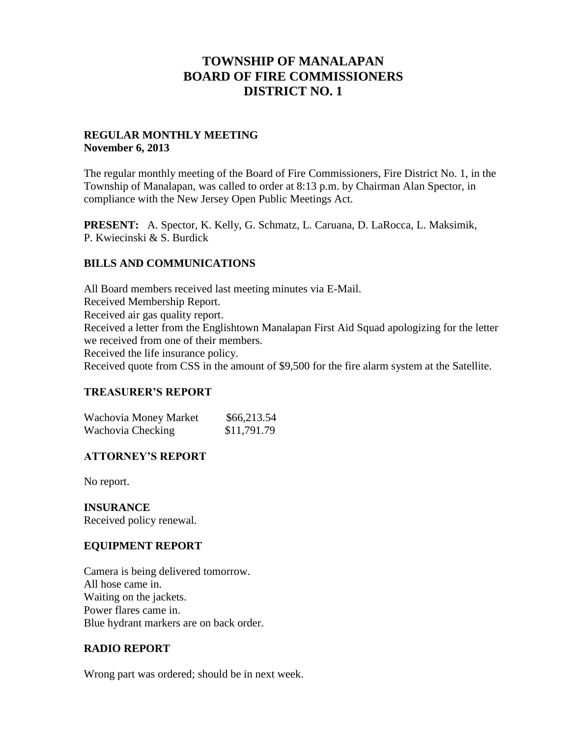# TOWNSHIP OF MANALAPAN
# BOARD OF FIRE COMMISSIONERS
# DISTRICT NO. 1

**REGULAR MONTHLY MEETING**
**November 6, 2013**

The regular monthly meeting of the Board of Fire Commissioners, Fire District No. 1, in the Township of Manalapan, was called to order at 8:13 p.m. by Chairman Alan Spector, in compliance with the New Jersey Open Public Meetings Act.

**PRESENT:** A. Spector, K. Kelly, G. Schmatz, L. Caruana, D. LaRocca, L. Maksimik, P. Kwiecinski & S. Burdick

## BILLS AND COMMUNICATIONS

All Board members received last meeting minutes via E-Mail.
Received Membership Report.
Received air gas quality report.
Received a letter from the Englishtown Manalapan First Aid Squad apologizing for the letter we received from one of their members.
Received the life insurance policy.
Received quote from CSS in the amount of $9,500 for the fire alarm system at the Satellite.

## TREASURER'S REPORT

| | |
|---|---|
| Wachovia Money Market | $66,213.54 |
| Wachovia Checking | $11,791.79 |

## ATTORNEY'S REPORT

No report.

## INSURANCE

Received policy renewal.

## EQUIPMENT REPORT

Camera is being delivered tomorrow.
All hose came in.
Waiting on the jackets.
Power flares came in.
Blue hydrant markers are on back order.

## RADIO REPORT

Wrong part was ordered; should be in next week.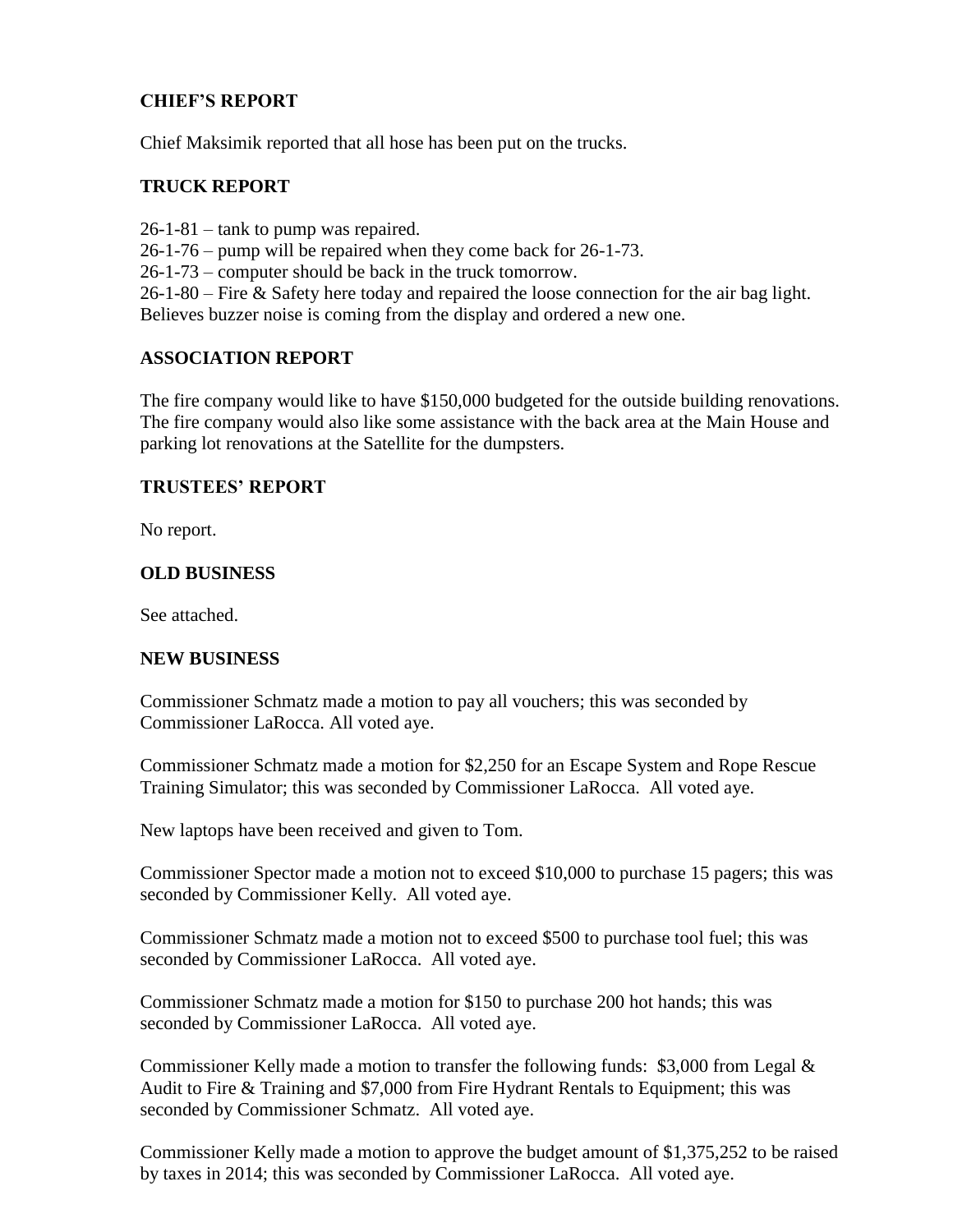## CHIEF'S REPORT

Chief Maksimik reported that all hose has been put on the trucks.

## TRUCK REPORT

26-1-81 – tank to pump was repaired.
26-1-76 – pump will be repaired when they come back for 26-1-73.
26-1-73 – computer should be back in the truck tomorrow.
26-1-80 – Fire & Safety here today and repaired the loose connection for the air bag light. Believes buzzer noise is coming from the display and ordered a new one.

## ASSOCIATION REPORT

The fire company would like to have $150,000 budgeted for the outside building renovations. The fire company would also like some assistance with the back area at the Main House and parking lot renovations at the Satellite for the dumpsters.

## TRUSTEES' REPORT

No report.

## OLD BUSINESS

See attached.

## NEW BUSINESS

Commissioner Schmatz made a motion to pay all vouchers; this was seconded by Commissioner LaRocca. All voted aye.

Commissioner Schmatz made a motion for $2,250 for an Escape System and Rope Rescue Training Simulator; this was seconded by Commissioner LaRocca. All voted aye.

New laptops have been received and given to Tom.

Commissioner Spector made a motion not to exceed $10,000 to purchase 15 pagers; this was seconded by Commissioner Kelly. All voted aye.

Commissioner Schmatz made a motion not to exceed $500 to purchase tool fuel; this was seconded by Commissioner LaRocca. All voted aye.

Commissioner Schmatz made a motion for $150 to purchase 200 hot hands; this was seconded by Commissioner LaRocca. All voted aye.

Commissioner Kelly made a motion to transfer the following funds: $3,000 from Legal & Audit to Fire & Training and $7,000 from Fire Hydrant Rentals to Equipment; this was seconded by Commissioner Schmatz. All voted aye.

Commissioner Kelly made a motion to approve the budget amount of $1,375,252 to be raised by taxes in 2014; this was seconded by Commissioner LaRocca. All voted aye.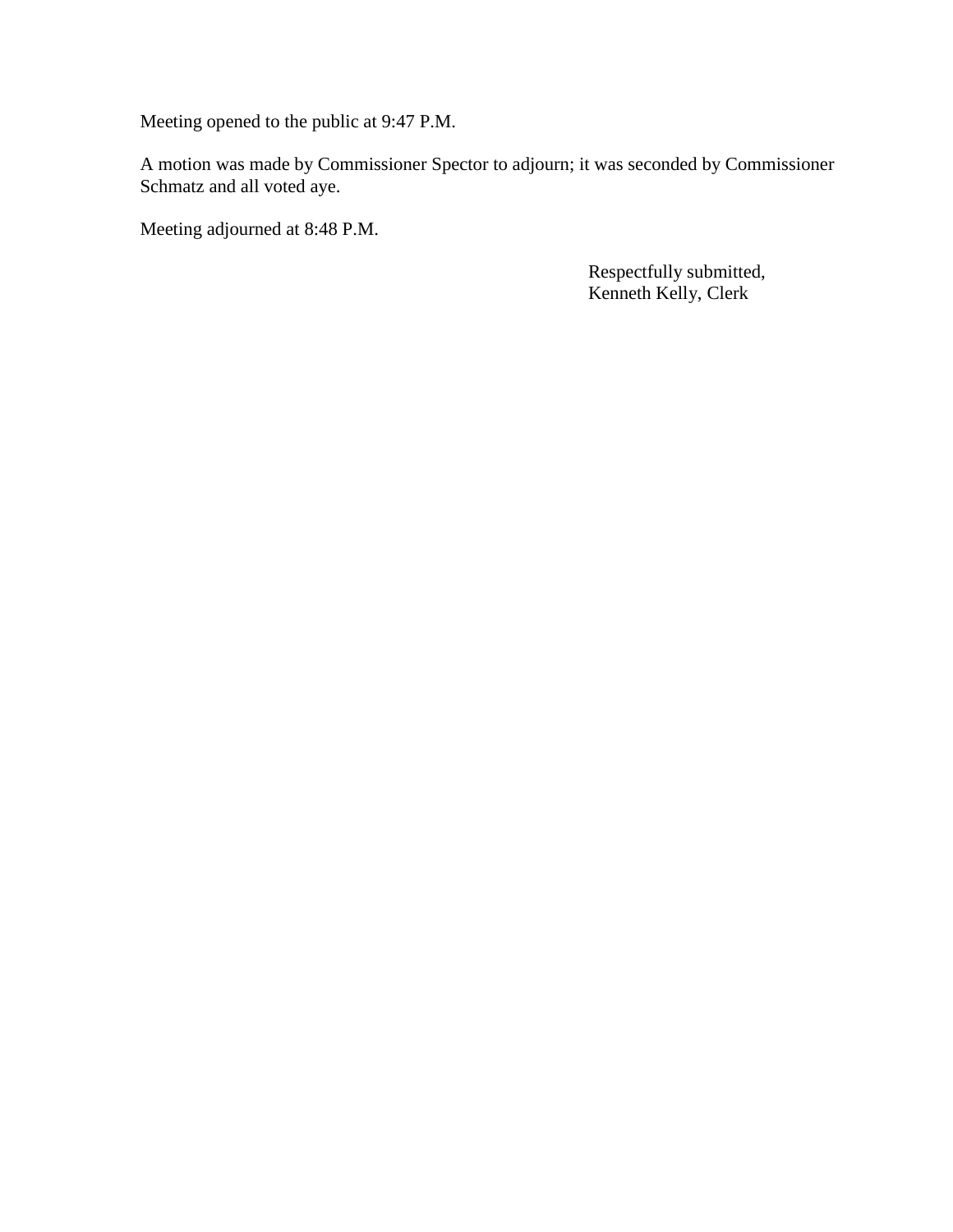Meeting opened to the public at 9:47 P.M.

A motion was made by Commissioner Spector to adjourn; it was seconded by Commissioner Schmatz and all voted aye.

Meeting adjourned at 8:48 P.M.

Respectfully submitted,
Kenneth Kelly, Clerk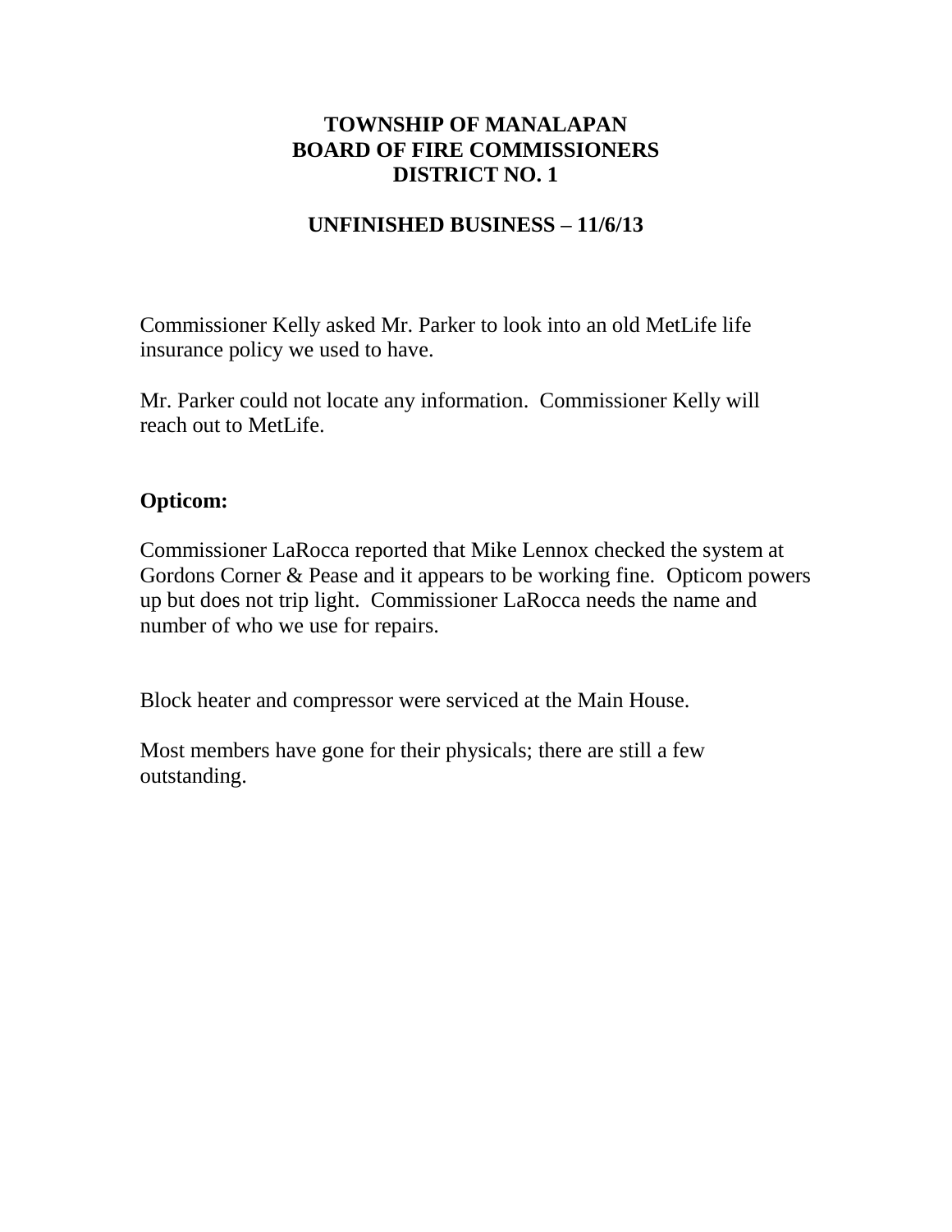# TOWNSHIP OF MANALAPAN
# BOARD OF FIRE COMMISSIONERS
# DISTRICT NO. 1

## UNFINISHED BUSINESS – 11/6/13

Commissioner Kelly asked Mr. Parker to look into an old MetLife life insurance policy we used to have.

Mr. Parker could not locate any information. Commissioner Kelly will reach out to MetLife.

**Opticom:**

Commissioner LaRocca reported that Mike Lennox checked the system at Gordons Corner & Pease and it appears to be working fine. Opticom powers up but does not trip light. Commissioner LaRocca needs the name and number of who we use for repairs.

Block heater and compressor were serviced at the Main House.

Most members have gone for their physicals; there are still a few outstanding.